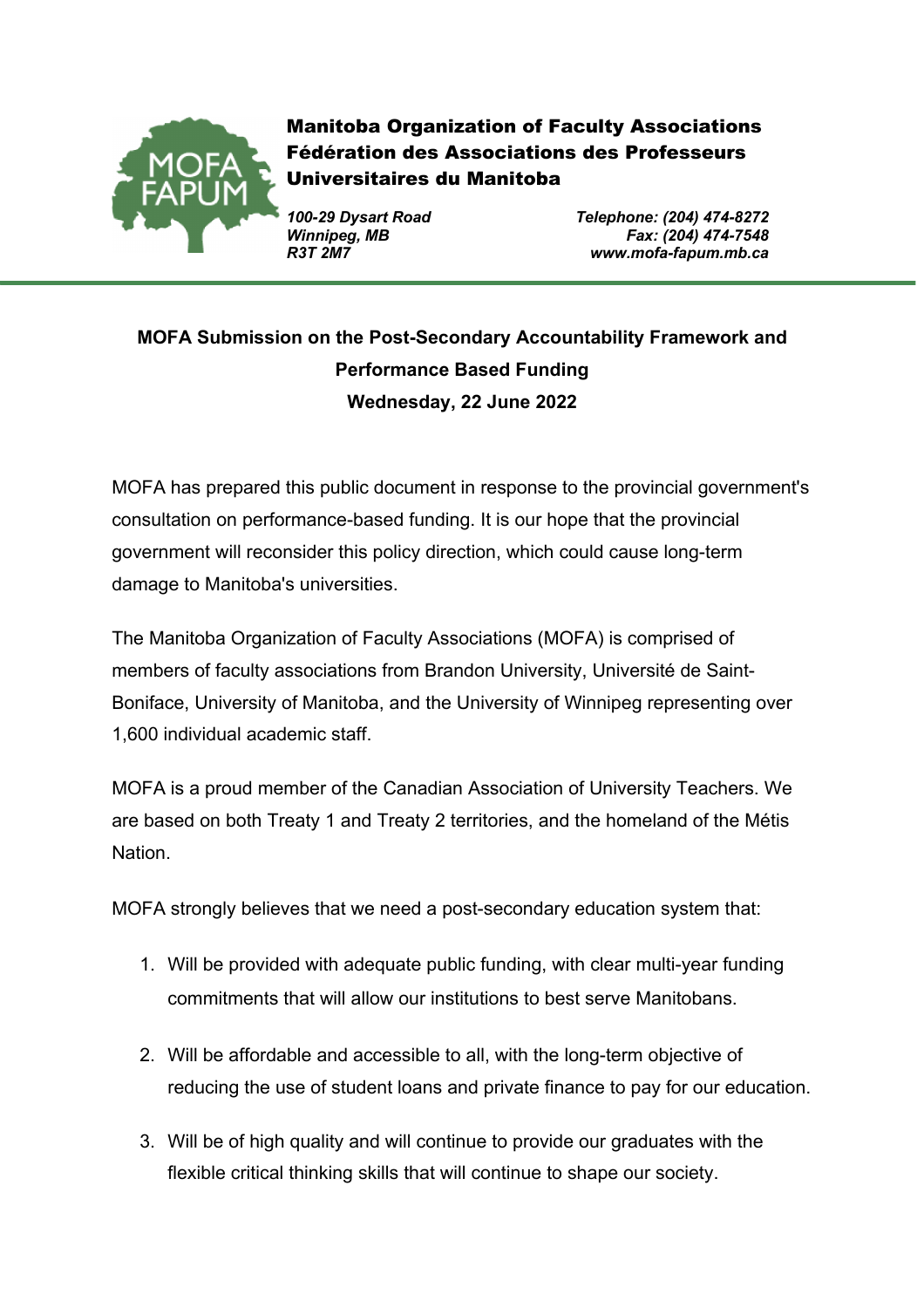**Manitoba Organization of Faculty Associations**
**Fédération des Associations des Professeurs Universitaires du Manitoba**

*100-29 Dysart Road*
*Winnipeg, MB*
*R3T 2M7*

*Telephone: (204) 474-8272*
*Fax: (204) 474-7548*
*www.mofa-fapum.mb.ca*

---

# MOFA Submission on the Post-Secondary Accountability Framework and Performance Based Funding

**Wednesday, 22 June 2022**

MOFA has prepared this public document in response to the provincial government's consultation on performance-based funding. It is our hope that the provincial government will reconsider this policy direction, which could cause long-term damage to Manitoba's universities.

The Manitoba Organization of Faculty Associations (MOFA) is comprised of members of faculty associations from Brandon University, Université de Saint-Boniface, University of Manitoba, and the University of Winnipeg representing over 1,600 individual academic staff.

MOFA is a proud member of the Canadian Association of University Teachers. We are based on both Treaty 1 and Treaty 2 territories, and the homeland of the Métis Nation.

MOFA strongly believes that we need a post-secondary education system that:

1. Will be provided with adequate public funding, with clear multi-year funding commitments that will allow our institutions to best serve Manitobans.
2. Will be affordable and accessible to all, with the long-term objective of reducing the use of student loans and private finance to pay for our education.
3. Will be of high quality and will continue to provide our graduates with the flexible critical thinking skills that will continue to shape our society.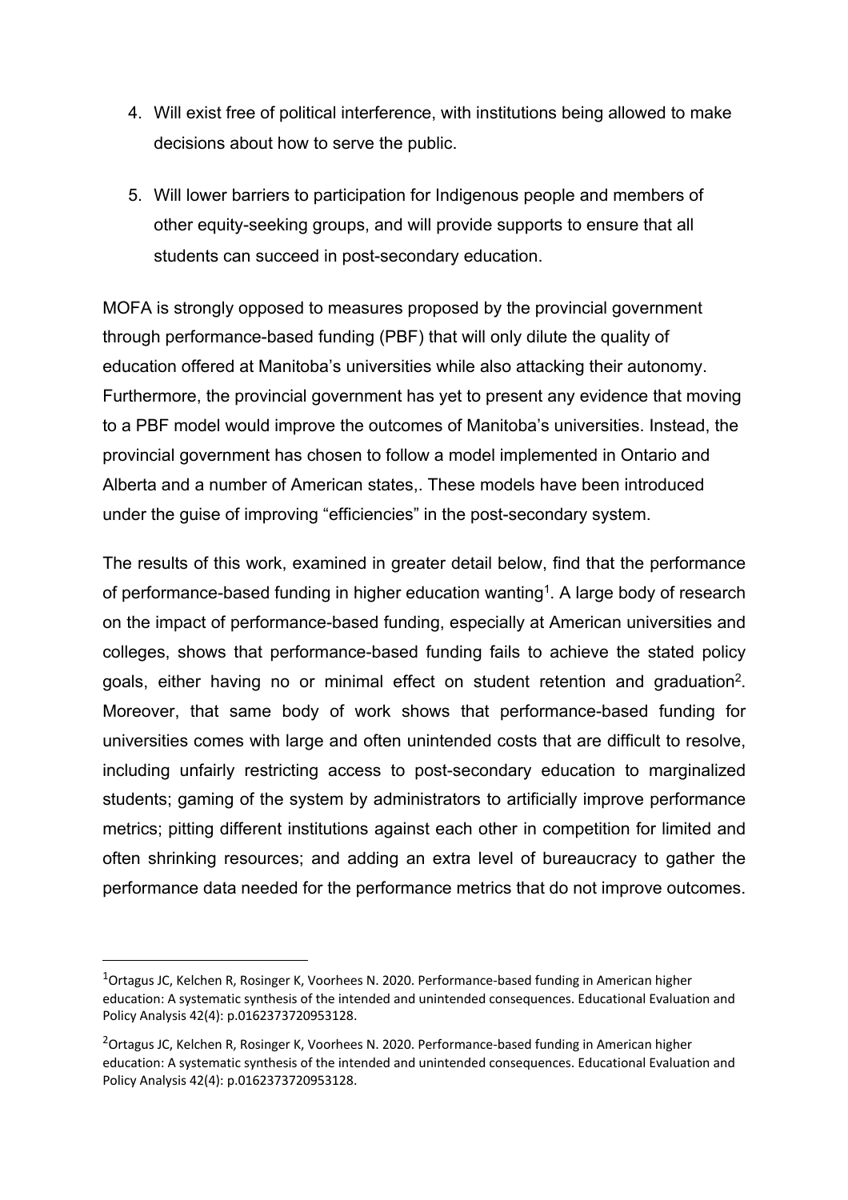4. Will exist free of political interference, with institutions being allowed to make decisions about how to serve the public.

5. Will lower barriers to participation for Indigenous people and members of other equity-seeking groups, and will provide supports to ensure that all students can succeed in post-secondary education.

MOFA is strongly opposed to measures proposed by the provincial government through performance-based funding (PBF) that will only dilute the quality of education offered at Manitoba's universities while also attacking their autonomy. Furthermore, the provincial government has yet to present any evidence that moving to a PBF model would improve the outcomes of Manitoba's universities. Instead, the provincial government has chosen to follow a model implemented in Ontario and Alberta and a number of American states,. These models have been introduced under the guise of improving "efficiencies" in the post-secondary system.

The results of this work, examined in greater detail below, find that the performance of performance-based funding in higher education wanting[1]. A large body of research on the impact of performance-based funding, especially at American universities and colleges, shows that performance-based funding fails to achieve the stated policy goals, either having no or minimal effect on student retention and graduation[2]. Moreover, that same body of work shows that performance-based funding for universities comes with large and often unintended costs that are difficult to resolve, including unfairly restricting access to post-secondary education to marginalized students; gaming of the system by administrators to artificially improve performance metrics; pitting different institutions against each other in competition for limited and often shrinking resources; and adding an extra level of bureaucracy to gather the performance data needed for the performance metrics that do not improve outcomes.

---

[1] Ortagus JC, Kelchen R, Rosinger K, Voorhees N. 2020. Performance-based funding in American higher education: A systematic synthesis of the intended and unintended consequences. Educational Evaluation and Policy Analysis 42(4): p.0162373720953128.

[2] Ortagus JC, Kelchen R, Rosinger K, Voorhees N. 2020. Performance-based funding in American higher education: A systematic synthesis of the intended and unintended consequences. Educational Evaluation and Policy Analysis 42(4): p.0162373720953128.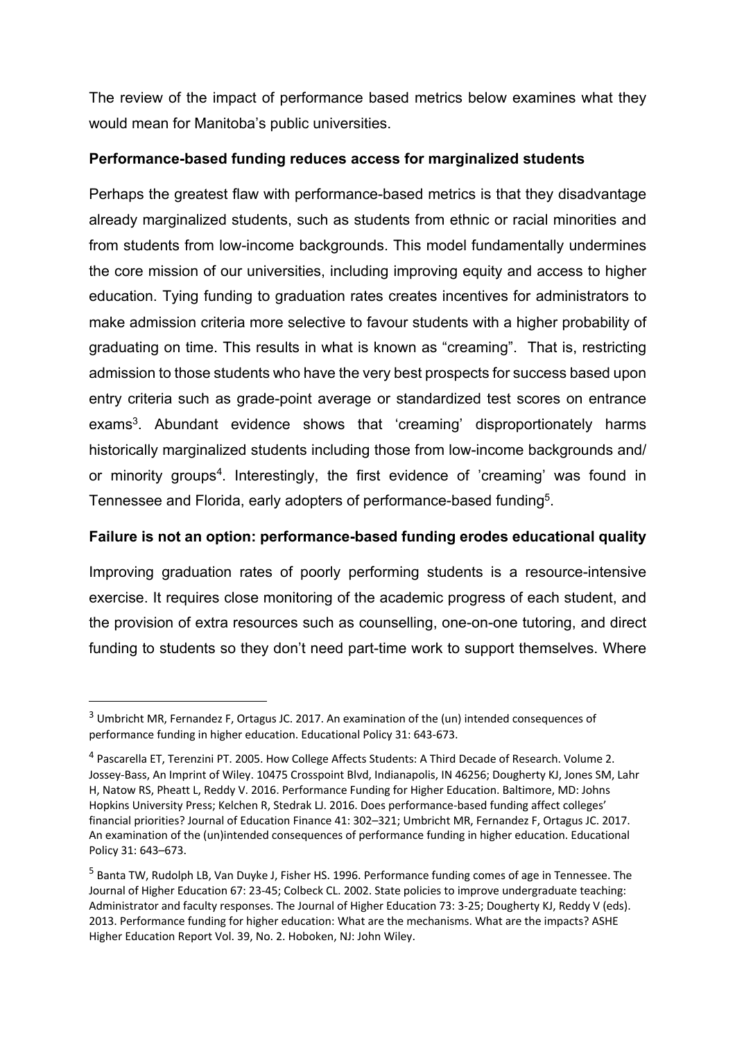The review of the impact of performance based metrics below examines what they would mean for Manitoba's public universities.

**Performance-based funding reduces access for marginalized students**

Perhaps the greatest flaw with performance-based metrics is that they disadvantage already marginalized students, such as students from ethnic or racial minorities and from students from low-income backgrounds. This model fundamentally undermines the core mission of our universities, including improving equity and access to higher education. Tying funding to graduation rates creates incentives for administrators to make admission criteria more selective to favour students with a higher probability of graduating on time. This results in what is known as "creaming". That is, restricting admission to those students who have the very best prospects for success based upon entry criteria such as grade-point average or standardized test scores on entrance exams[3]. Abundant evidence shows that 'creaming' disproportionately harms historically marginalized students including those from low-income backgrounds and/ or minority groups[4]. Interestingly, the first evidence of 'creaming' was found in Tennessee and Florida, early adopters of performance-based funding[5].

**Failure is not an option: performance-based funding erodes educational quality**

Improving graduation rates of poorly performing students is a resource-intensive exercise. It requires close monitoring of the academic progress of each student, and the provision of extra resources such as counselling, one-on-one tutoring, and direct funding to students so they don't need part-time work to support themselves. Where

---

[3] Umbricht MR, Fernandez F, Ortagus JC. 2017. An examination of the (un) intended consequences of performance funding in higher education. Educational Policy 31: 643-673.

[4] Pascarella ET, Terenzini PT. 2005. How College Affects Students: A Third Decade of Research. Volume 2. Jossey-Bass, An Imprint of Wiley. 10475 Crosspoint Blvd, Indianapolis, IN 46256; Dougherty KJ, Jones SM, Lahr H, Natow RS, Pheatt L, Reddy V. 2016. Performance Funding for Higher Education. Baltimore, MD: Johns Hopkins University Press; Kelchen R, Stedrak LJ. 2016. Does performance-based funding affect colleges' financial priorities? Journal of Education Finance 41: 302–321; Umbricht MR, Fernandez F, Ortagus JC. 2017. An examination of the (un)intended consequences of performance funding in higher education. Educational Policy 31: 643–673.

[5] Banta TW, Rudolph LB, Van Duyke J, Fisher HS. 1996. Performance funding comes of age in Tennessee. The Journal of Higher Education 67: 23-45; Colbeck CL. 2002. State policies to improve undergraduate teaching: Administrator and faculty responses. The Journal of Higher Education 73: 3-25; Dougherty KJ, Reddy V (eds). 2013. Performance funding for higher education: What are the mechanisms. What are the impacts? ASHE Higher Education Report Vol. 39, No. 2. Hoboken, NJ: John Wiley.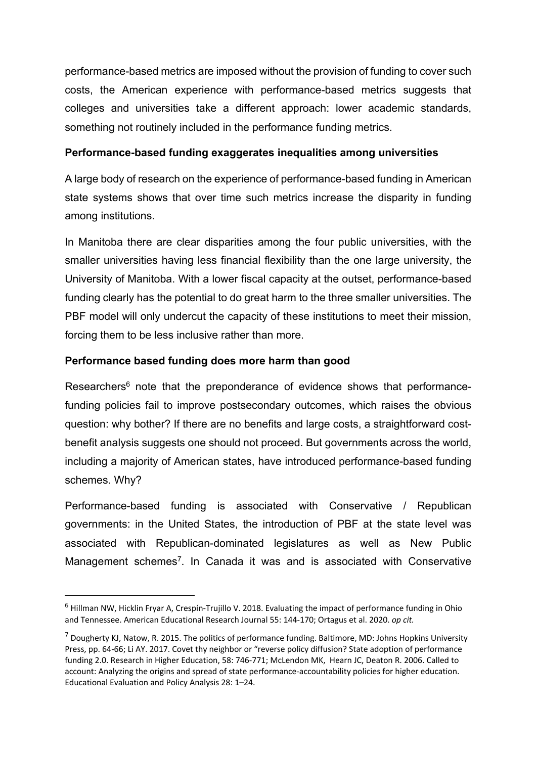performance-based metrics are imposed without the provision of funding to cover such costs, the American experience with performance-based metrics suggests that colleges and universities take a different approach: lower academic standards, something not routinely included in the performance funding metrics.

**Performance-based funding exaggerates inequalities among universities**

A large body of research on the experience of performance-based funding in American state systems shows that over time such metrics increase the disparity in funding among institutions.

In Manitoba there are clear disparities among the four public universities, with the smaller universities having less financial flexibility than the one large university, the University of Manitoba. With a lower fiscal capacity at the outset, performance-based funding clearly has the potential to do great harm to the three smaller universities. The PBF model will only undercut the capacity of these institutions to meet their mission, forcing them to be less inclusive rather than more.

**Performance based funding does more harm than good**

Researchers[6] note that the preponderance of evidence shows that performance-funding policies fail to improve postsecondary outcomes, which raises the obvious question: why bother? If there are no benefits and large costs, a straightforward cost-benefit analysis suggests one should not proceed. But governments across the world, including a majority of American states, have introduced performance-based funding schemes. Why?

Performance-based funding is associated with Conservative / Republican governments: in the United States, the introduction of PBF at the state level was associated with Republican-dominated legislatures as well as New Public Management schemes[7]. In Canada it was and is associated with Conservative

---

[6] Hillman NW, Hicklin Fryar A, Crespín-Trujillo V. 2018. Evaluating the impact of performance funding in Ohio and Tennessee. American Educational Research Journal 55: 144-170; Ortagus et al. 2020. *op cit.*

[7] Dougherty KJ, Natow, R. 2015. The politics of performance funding. Baltimore, MD: Johns Hopkins University Press, pp. 64-66; Li AY. 2017. Covet thy neighbor or "reverse policy diffusion? State adoption of performance funding 2.0. Research in Higher Education, 58: 746-771; McLendon MK, Hearn JC, Deaton R. 2006. Called to account: Analyzing the origins and spread of state performance-accountability policies for higher education. Educational Evaluation and Policy Analysis 28: 1–24.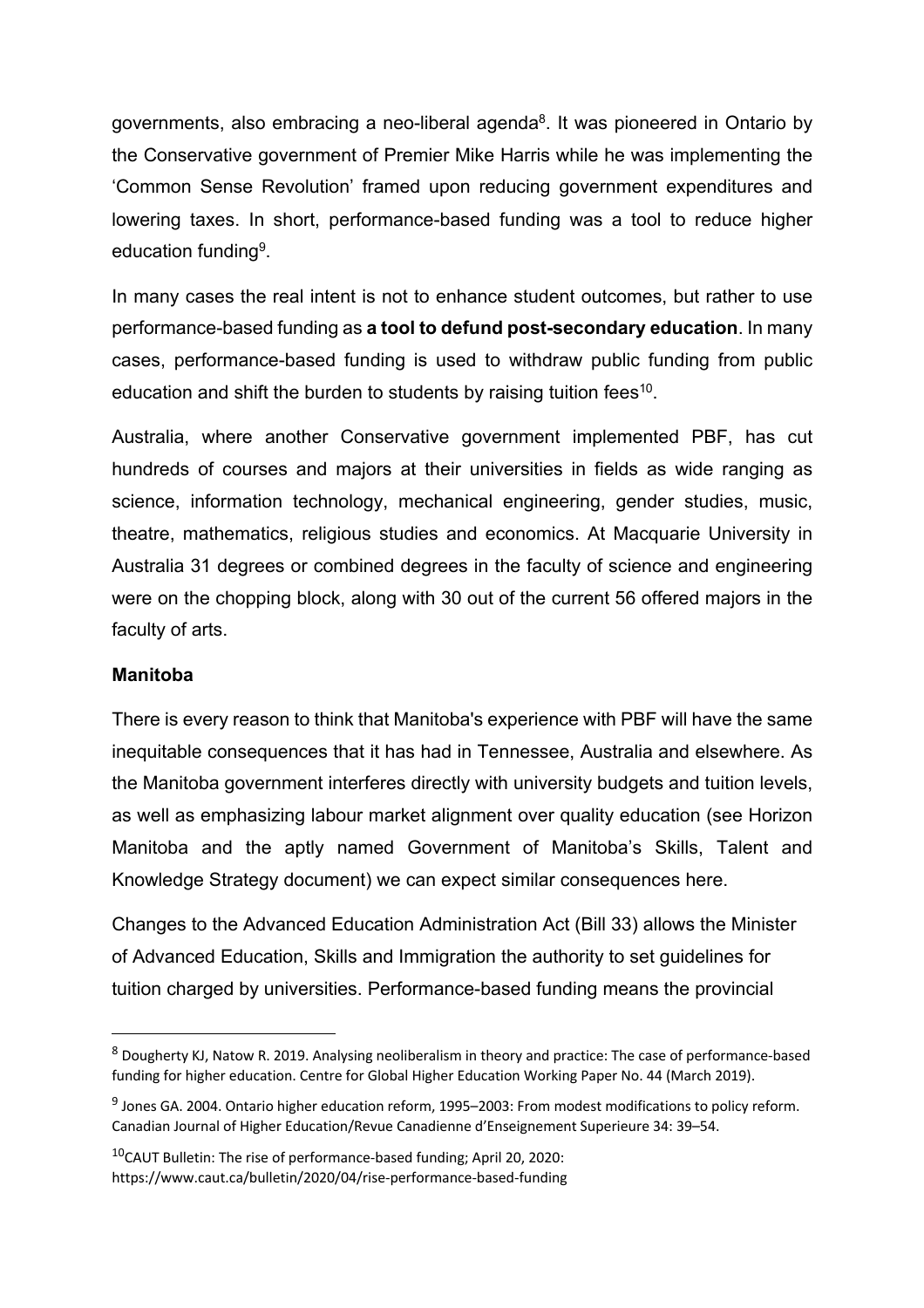governments, also embracing a neo-liberal agenda[8]. It was pioneered in Ontario by the Conservative government of Premier Mike Harris while he was implementing the 'Common Sense Revolution' framed upon reducing government expenditures and lowering taxes. In short, performance-based funding was a tool to reduce higher education funding[9].

In many cases the real intent is not to enhance student outcomes, but rather to use performance-based funding as **a tool to defund post-secondary education**. In many cases, performance-based funding is used to withdraw public funding from public education and shift the burden to students by raising tuition fees[10].

Australia, where another Conservative government implemented PBF, has cut hundreds of courses and majors at their universities in fields as wide ranging as science, information technology, mechanical engineering, gender studies, music, theatre, mathematics, religious studies and economics. At Macquarie University in Australia 31 degrees or combined degrees in the faculty of science and engineering were on the chopping block, along with 30 out of the current 56 offered majors in the faculty of arts.

**Manitoba**

There is every reason to think that Manitoba's experience with PBF will have the same inequitable consequences that it has had in Tennessee, Australia and elsewhere. As the Manitoba government interferes directly with university budgets and tuition levels, as well as emphasizing labour market alignment over quality education (see Horizon Manitoba and the aptly named Government of Manitoba's Skills, Talent and Knowledge Strategy document) we can expect similar consequences here.

Changes to the Advanced Education Administration Act (Bill 33) allows the Minister of Advanced Education, Skills and Immigration the authority to set guidelines for tuition charged by universities. Performance-based funding means the provincial

---

[8] Dougherty KJ, Natow R. 2019. Analysing neoliberalism in theory and practice: The case of performance-based funding for higher education. Centre for Global Higher Education Working Paper No. 44 (March 2019).

[9] Jones GA. 2004. Ontario higher education reform, 1995–2003: From modest modifications to policy reform. Canadian Journal of Higher Education/Revue Canadienne d'Enseignement Superieure 34: 39–54.

[10] CAUT Bulletin: The rise of performance-based funding; April 20, 2020: https://www.caut.ca/bulletin/2020/04/rise-performance-based-funding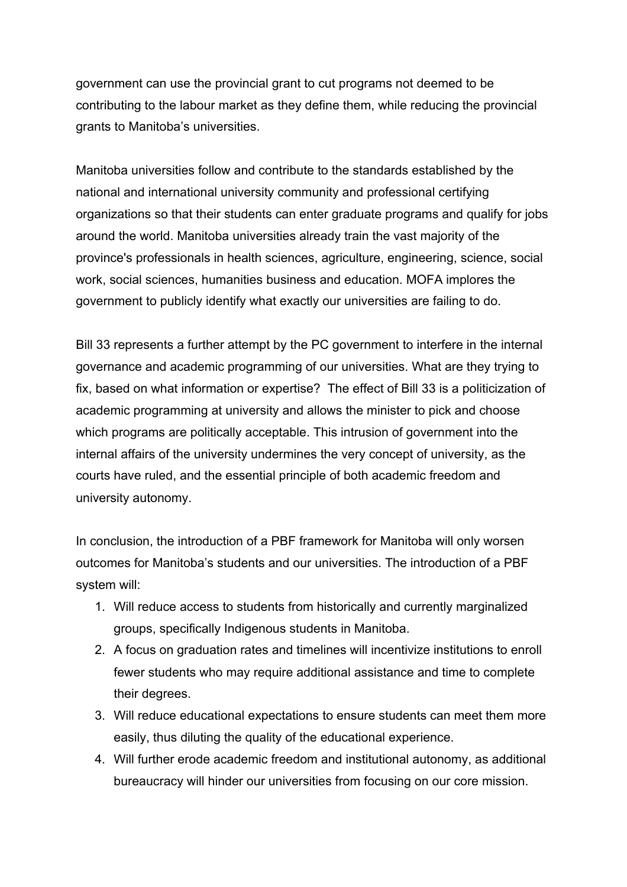government can use the provincial grant to cut programs not deemed to be contributing to the labour market as they define them, while reducing the provincial grants to Manitoba's universities.

Manitoba universities follow and contribute to the standards established by the national and international university community and professional certifying organizations so that their students can enter graduate programs and qualify for jobs around the world. Manitoba universities already train the vast majority of the province's professionals in health sciences, agriculture, engineering, science, social work, social sciences, humanities business and education. MOFA implores the government to publicly identify what exactly our universities are failing to do.

Bill 33 represents a further attempt by the PC government to interfere in the internal governance and academic programming of our universities. What are they trying to fix, based on what information or expertise? The effect of Bill 33 is a politicization of academic programming at university and allows the minister to pick and choose which programs are politically acceptable. This intrusion of government into the internal affairs of the university undermines the very concept of university, as the courts have ruled, and the essential principle of both academic freedom and university autonomy.

In conclusion, the introduction of a PBF framework for Manitoba will only worsen outcomes for Manitoba's students and our universities. The introduction of a PBF system will:

1. Will reduce access to students from historically and currently marginalized groups, specifically Indigenous students in Manitoba.
2. A focus on graduation rates and timelines will incentivize institutions to enroll fewer students who may require additional assistance and time to complete their degrees.
3. Will reduce educational expectations to ensure students can meet them more easily, thus diluting the quality of the educational experience.
4. Will further erode academic freedom and institutional autonomy, as additional bureaucracy will hinder our universities from focusing on our core mission.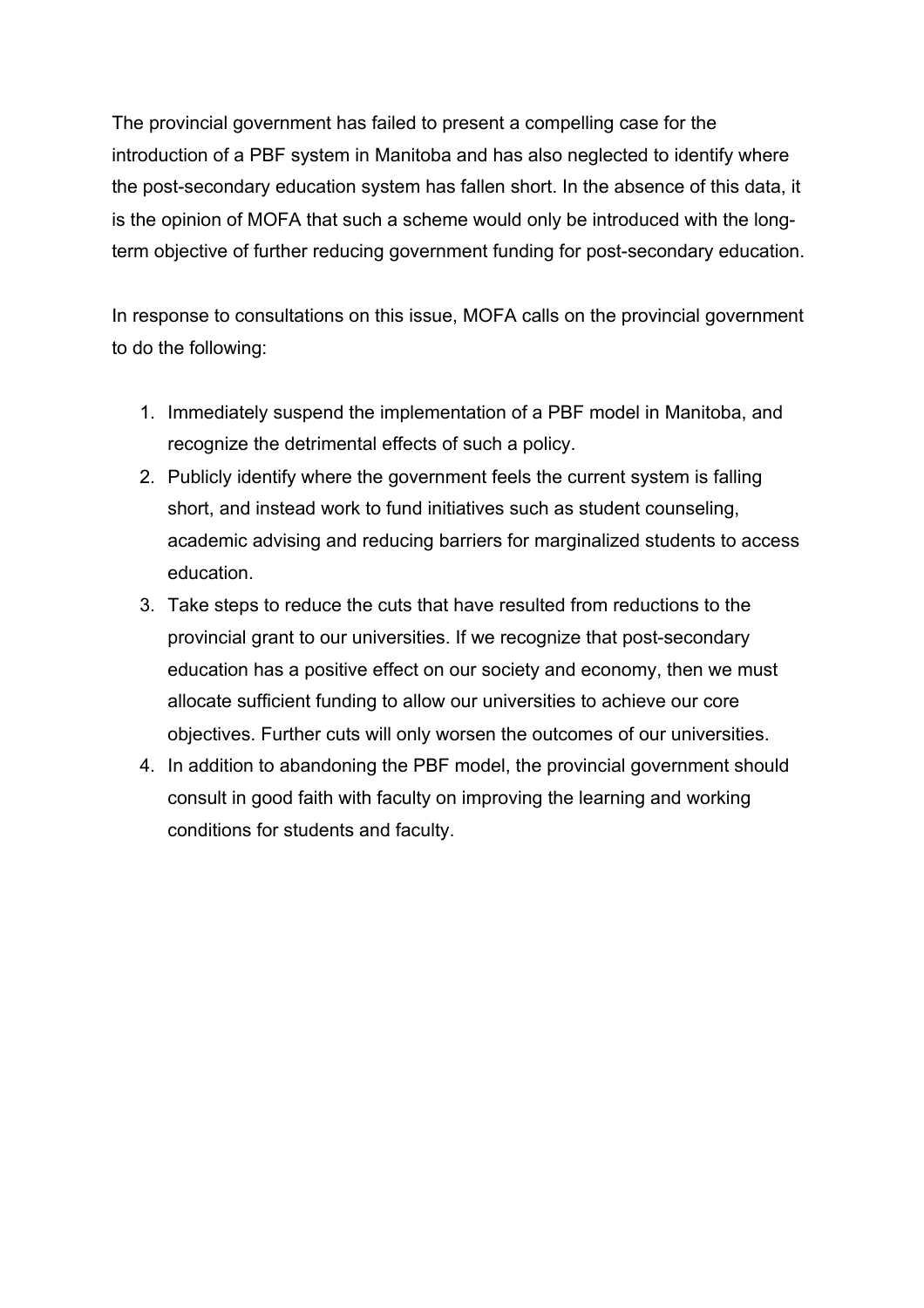The provincial government has failed to present a compelling case for the introduction of a PBF system in Manitoba and has also neglected to identify where the post-secondary education system has fallen short. In the absence of this data, it is the opinion of MOFA that such a scheme would only be introduced with the long-term objective of further reducing government funding for post-secondary education.

In response to consultations on this issue, MOFA calls on the provincial government to do the following:

1. Immediately suspend the implementation of a PBF model in Manitoba, and recognize the detrimental effects of such a policy.
2. Publicly identify where the government feels the current system is falling short, and instead work to fund initiatives such as student counseling, academic advising and reducing barriers for marginalized students to access education.
3. Take steps to reduce the cuts that have resulted from reductions to the provincial grant to our universities. If we recognize that post-secondary education has a positive effect on our society and economy, then we must allocate sufficient funding to allow our universities to achieve our core objectives. Further cuts will only worsen the outcomes of our universities.
4. In addition to abandoning the PBF model, the provincial government should consult in good faith with faculty on improving the learning and working conditions for students and faculty.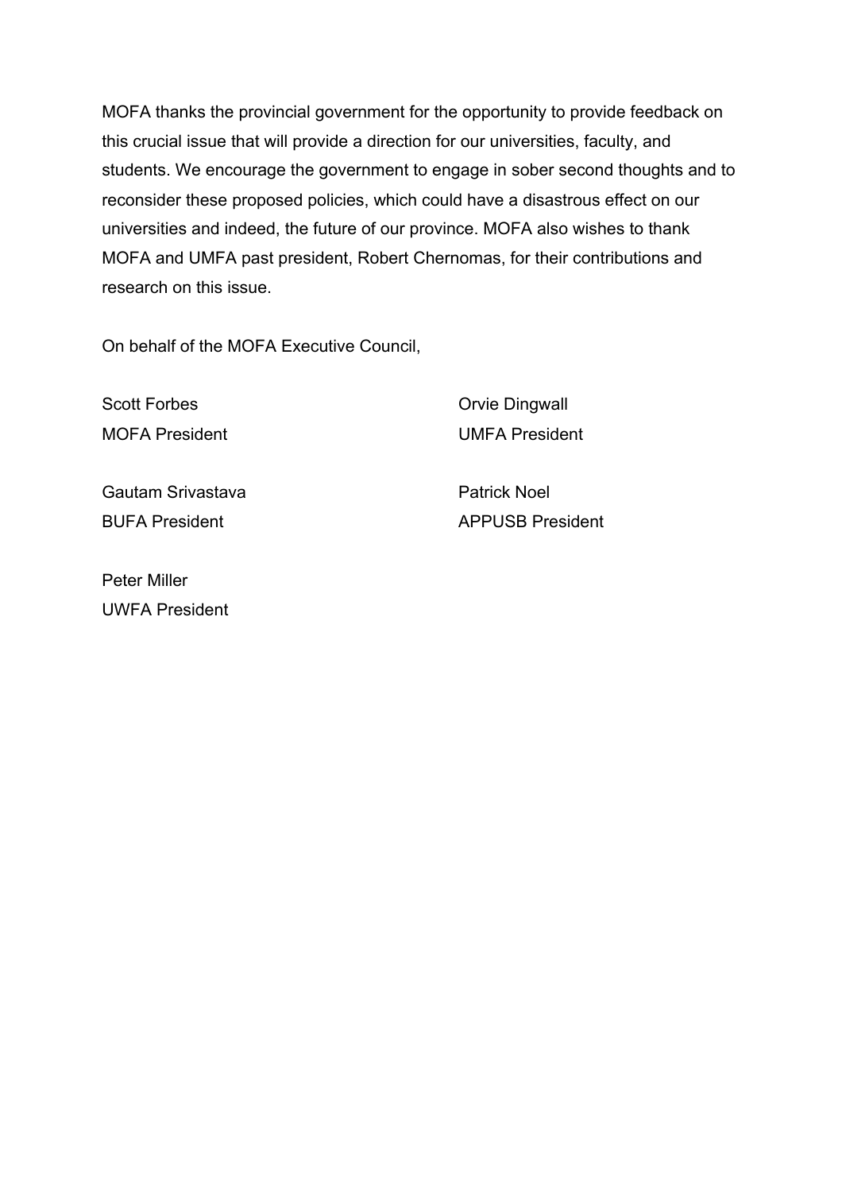MOFA thanks the provincial government for the opportunity to provide feedback on this crucial issue that will provide a direction for our universities, faculty, and students. We encourage the government to engage in sober second thoughts and to reconsider these proposed policies, which could have a disastrous effect on our universities and indeed, the future of our province. MOFA also wishes to thank MOFA and UMFA past president, Robert Chernomas, for their contributions and research on this issue.

On behalf of the MOFA Executive Council,

Scott Forbes
MOFA President

Orvie Dingwall
UMFA President

Gautam Srivastava
BUFA President

Patrick Noel
APPUSB President

Peter Miller
UWFA President